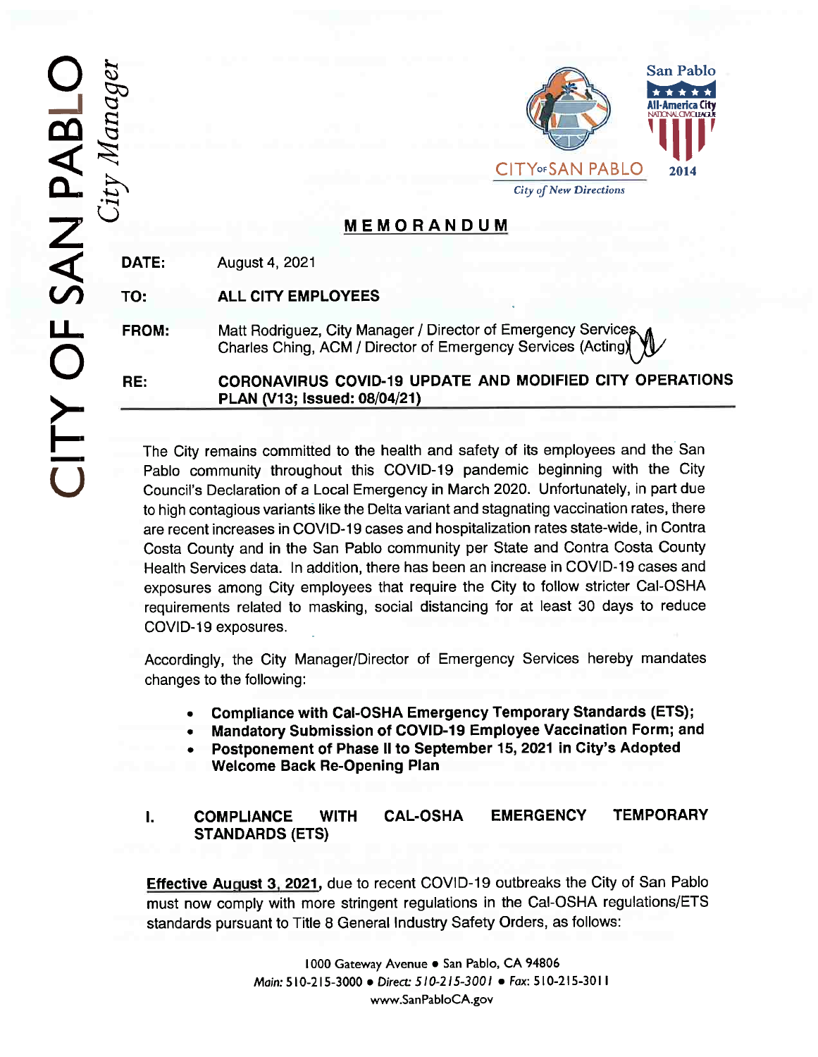CITY OF SAN PABLO
*City Manager*

CITY OF SAN PABLO
*City of New Directions*

San Pablo
All-America City
NATIONAL CIVIC LEAGUE
2014

# MEMORANDUM

**DATE:** August 4, 2021

**TO:** **ALL CITY EMPLOYEES**

**FROM:** Matt Rodriguez, City Manager / Director of Emergency Services
Charles Ching, ACM / Director of Emergency Services (Acting)

**RE:** **CORONAVIRUS COVID-19 UPDATE AND MODIFIED CITY OPERATIONS PLAN (V13; Issued: 08/04/21)**

---

The City remains committed to the health and safety of its employees and the San Pablo community throughout this COVID-19 pandemic beginning with the City Council's Declaration of a Local Emergency in March 2020. Unfortunately, in part due to high contagious variants like the Delta variant and stagnating vaccination rates, there are recent increases in COVID-19 cases and hospitalization rates state-wide, in Contra Costa County and in the San Pablo community per State and Contra Costa County Health Services data. In addition, there has been an increase in COVID-19 cases and exposures among City employees that require the City to follow stricter Cal-OSHA requirements related to masking, social distancing for at least 30 days to reduce COVID-19 exposures.

Accordingly, the City Manager/Director of Emergency Services hereby mandates changes to the following:

- **Compliance with Cal-OSHA Emergency Temporary Standards (ETS);**
- **Mandatory Submission of COVID-19 Employee Vaccination Form; and**
- **Postponement of Phase II to September 15, 2021 in City's Adopted Welcome Back Re-Opening Plan**

## I. COMPLIANCE WITH CAL-OSHA EMERGENCY TEMPORARY STANDARDS (ETS)

**Effective August 3, 2021,** due to recent COVID-19 outbreaks the City of San Pablo must now comply with more stringent regulations in the Cal-OSHA regulations/ETS standards pursuant to Title 8 General Industry Safety Orders, as follows:

1000 Gateway Avenue • San Pablo, CA 94806
*Main:* 510-215-3000 • *Direct: 510-215-3001* • *Fax:* 510-215-3011
www.SanPabloCA.gov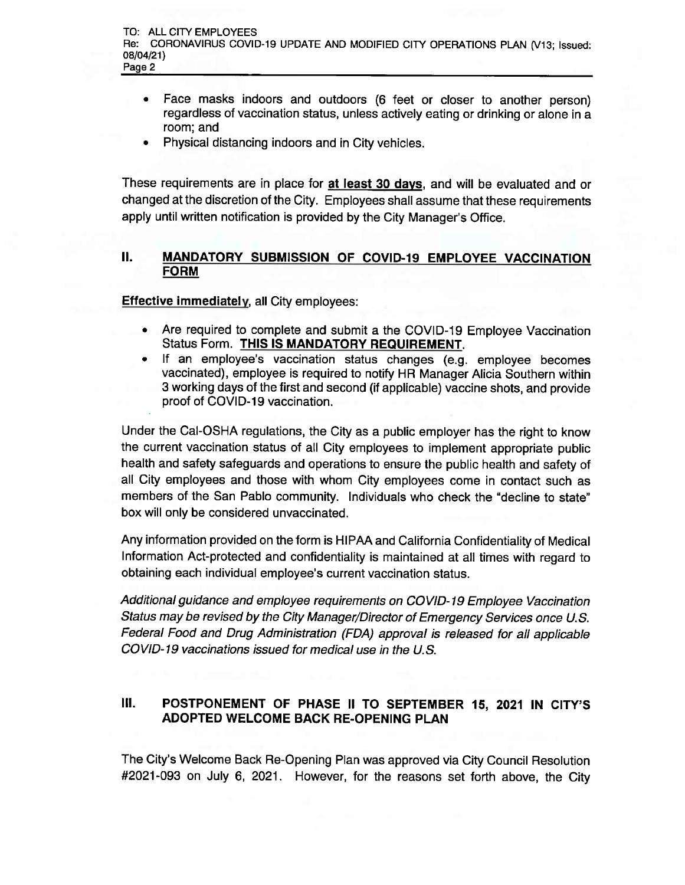- Face masks indoors and outdoors (6 feet or closer to another person) regardless of vaccination status, unless actively eating or drinking or alone in a room; and
- Physical distancing indoors and in City vehicles.

These requirements are in place for **at least 30 days**, and will be evaluated and or changed at the discretion of the City. Employees shall assume that these requirements apply until written notification is provided by the City Manager's Office.

## II. MANDATORY SUBMISSION OF COVID-19 EMPLOYEE VACCINATION FORM

**Effective immediately**, all City employees:

- Are required to complete and submit a the COVID-19 Employee Vaccination Status Form. **THIS IS MANDATORY REQUIREMENT.**
- If an employee's vaccination status changes (e.g. employee becomes vaccinated), employee is required to notify HR Manager Alicia Southern within 3 working days of the first and second (if applicable) vaccine shots, and provide proof of COVID-19 vaccination.

Under the Cal-OSHA regulations, the City as a public employer has the right to know the current vaccination status of all City employees to implement appropriate public health and safety safeguards and operations to ensure the public health and safety of all City employees and those with whom City employees come in contact such as members of the San Pablo community. Individuals who check the "decline to state" box will only be considered unvaccinated.

Any information provided on the form is HIPAA and California Confidentiality of Medical Information Act-protected and confidentiality is maintained at all times with regard to obtaining each individual employee's current vaccination status.

*Additional guidance and employee requirements on COVID-19 Employee Vaccination Status may be revised by the City Manager/Director of Emergency Services once U.S. Federal Food and Drug Administration (FDA) approval is released for all applicable COVID-19 vaccinations issued for medical use in the U.S.*

## III. POSTPONEMENT OF PHASE II TO SEPTEMBER 15, 2021 IN CITY'S ADOPTED WELCOME BACK RE-OPENING PLAN

The City's Welcome Back Re-Opening Plan was approved via City Council Resolution #2021-093 on July 6, 2021. However, for the reasons set forth above, the City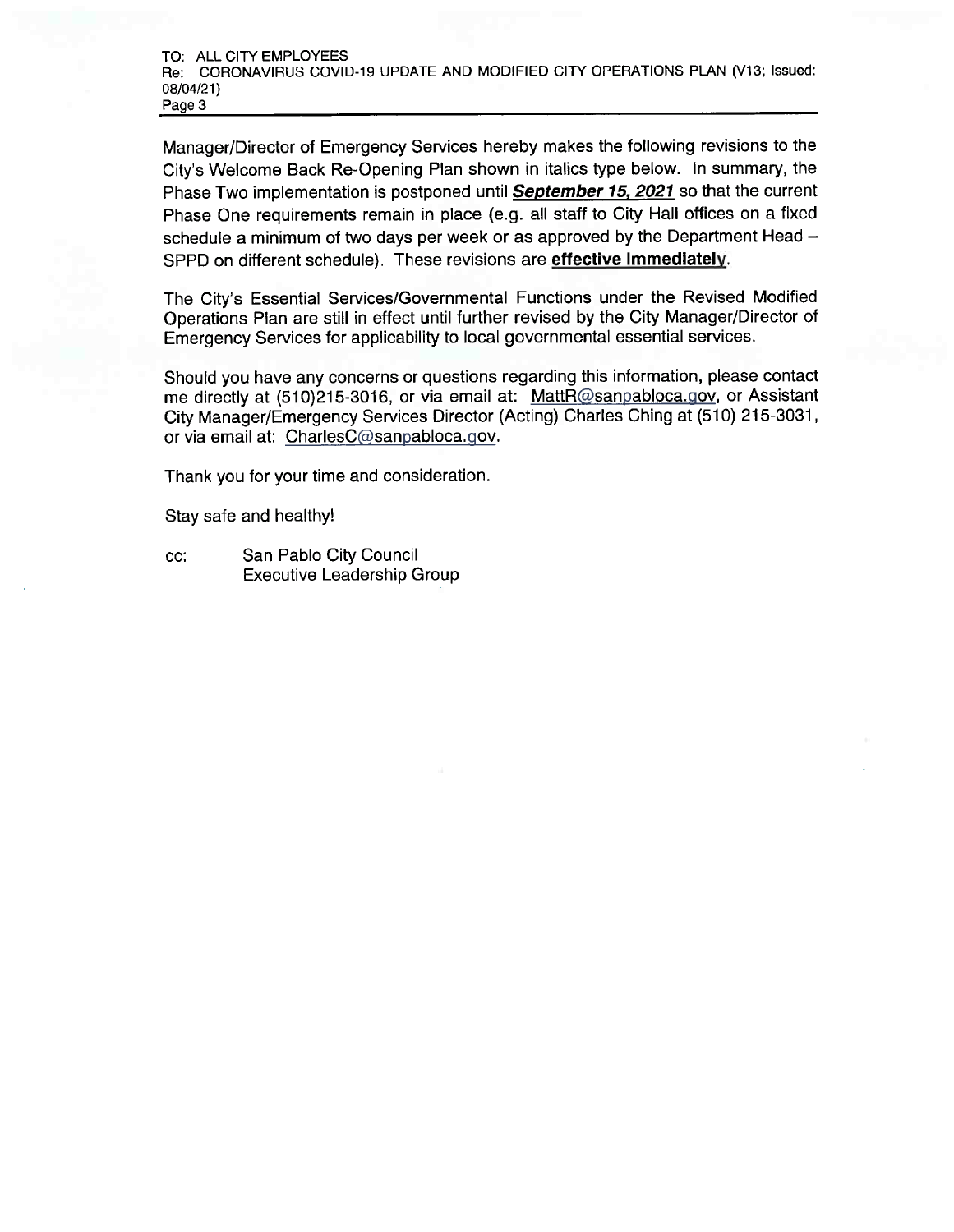Manager/Director of Emergency Services hereby makes the following revisions to the City's Welcome Back Re-Opening Plan shown in italics type below. In summary, the Phase Two implementation is postponed until ***September 15, 2021*** so that the current Phase One requirements remain in place (e.g. all staff to City Hall offices on a fixed schedule a minimum of two days per week or as approved by the Department Head – SPPD on different schedule). These revisions are **effective immediately**.

The City's Essential Services/Governmental Functions under the Revised Modified Operations Plan are still in effect until further revised by the City Manager/Director of Emergency Services for applicability to local governmental essential services.

Should you have any concerns or questions regarding this information, please contact me directly at (510)215-3016, or via email at: MattR@sanpabloca.gov, or Assistant City Manager/Emergency Services Director (Acting) Charles Ching at (510) 215-3031, or via email at: CharlesC@sanpabloca.gov.

Thank you for your time and consideration.

Stay safe and healthy!

cc: San Pablo City Council
Executive Leadership Group